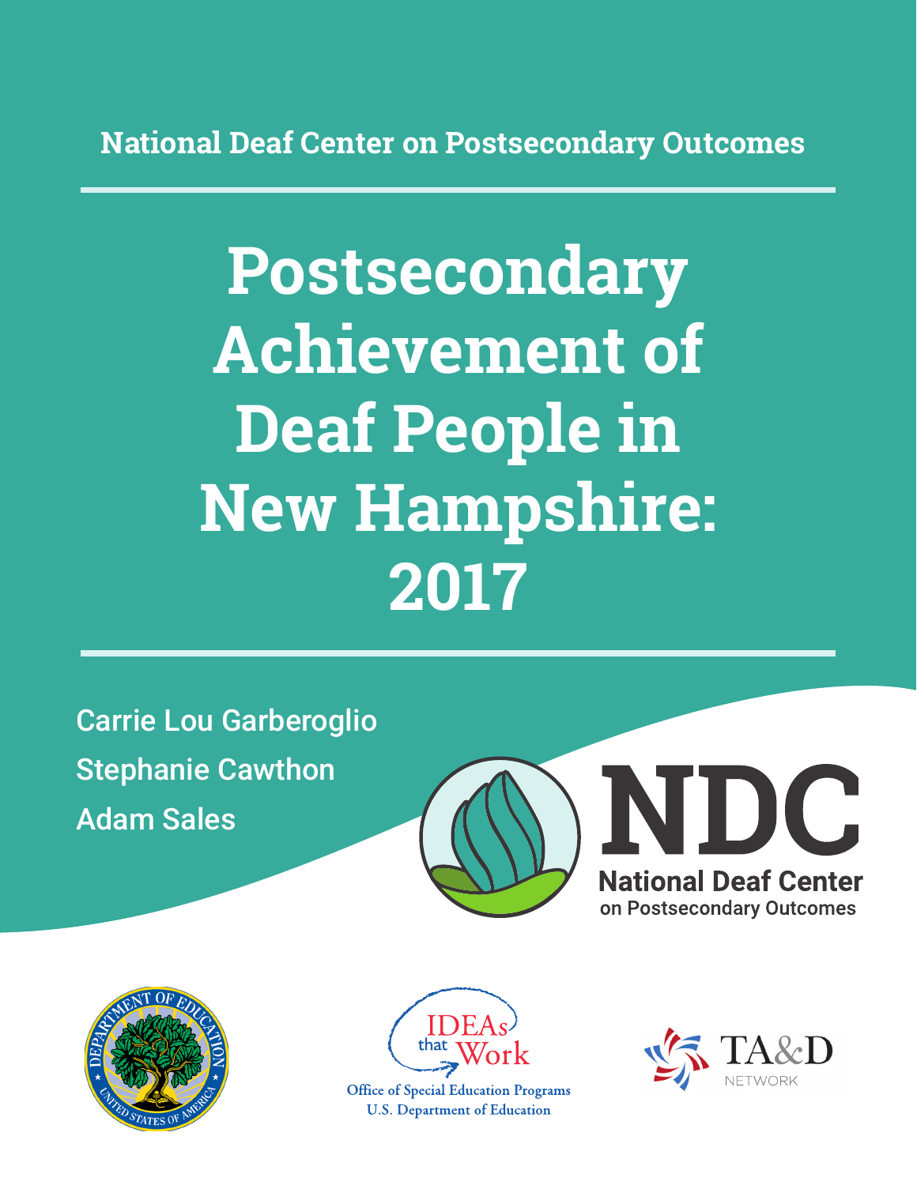National Deaf Center on Postsecondary Outcomes

# Postsecondary Achievement of Deaf People in New Hampshire: 2017

Carrie Lou Garberoglio

Stephanie Cawthon

Adam Sales

NDC

National Deaf Center on Postsecondary Outcomes

IDEAs that Work

Office of Special Education Programs
U.S. Department of Education

TA&D NETWORK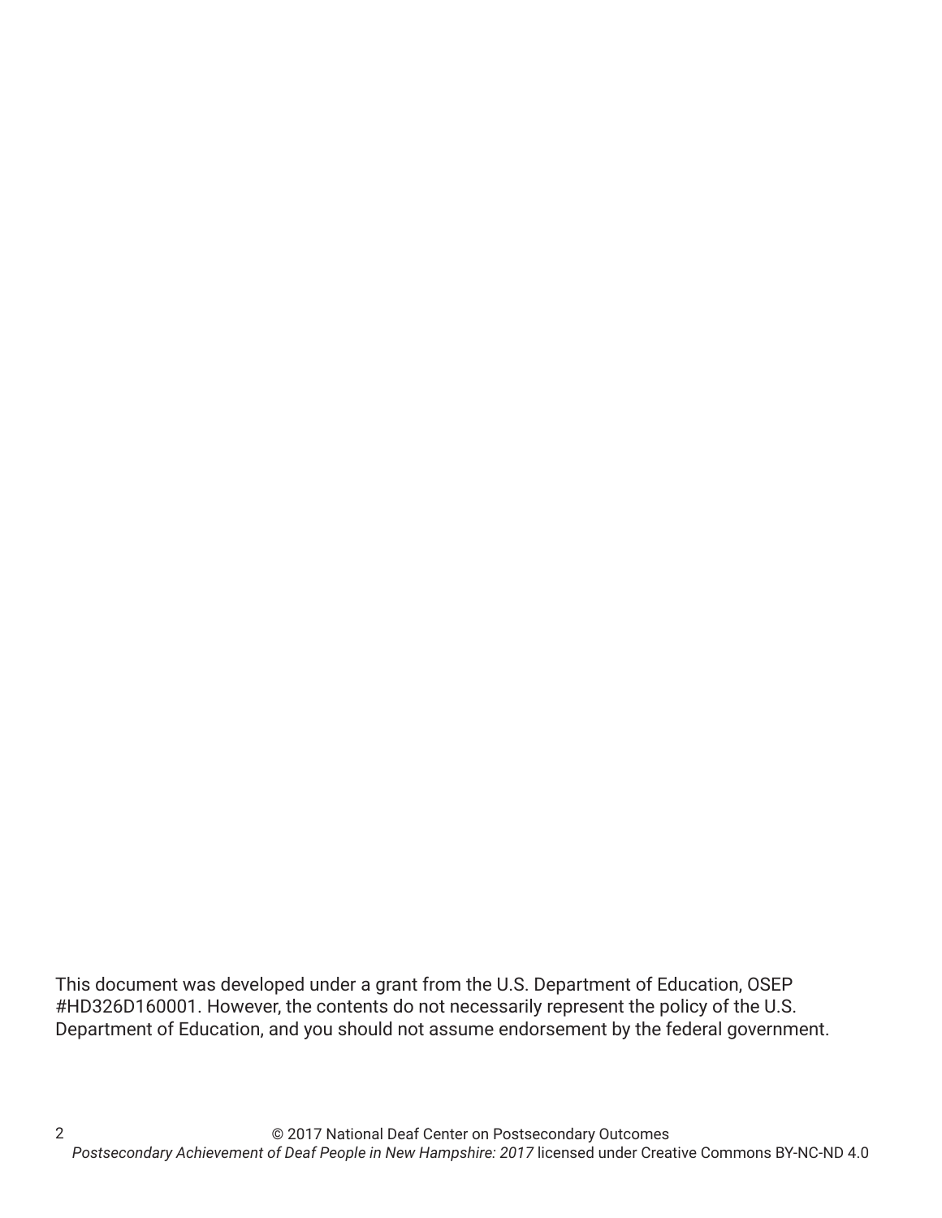This document was developed under a grant from the U.S. Department of Education, OSEP #HD326D160001. However, the contents do not necessarily represent the policy of the U.S. Department of Education, and you should not assume endorsement by the federal government.

© 2017 National Deaf Center on Postsecondary Outcomes
*Postsecondary Achievement of Deaf People in New Hampshire: 2017* licensed under Creative Commons BY-NC-ND 4.0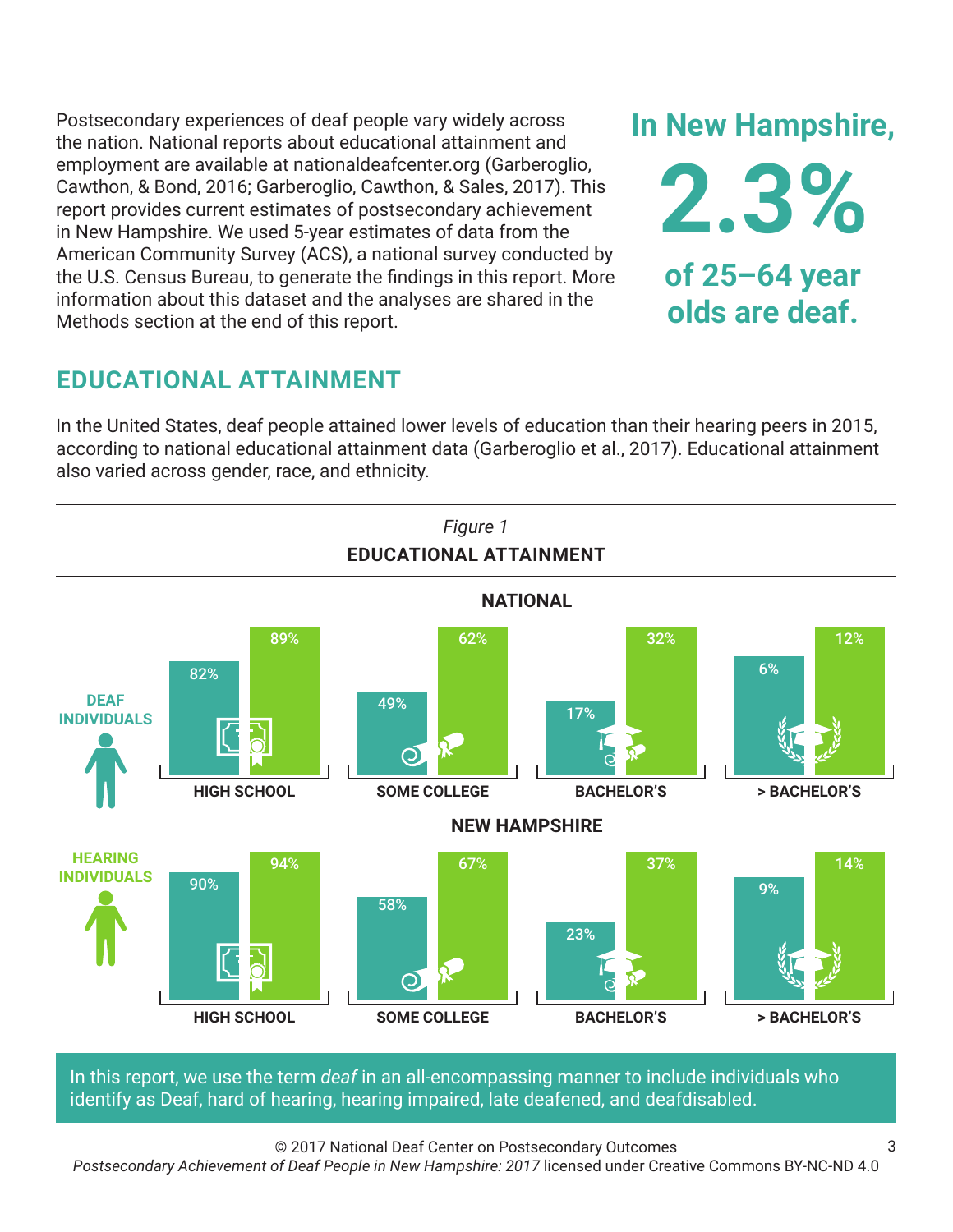Postsecondary experiences of deaf people vary widely across the nation. National reports about educational attainment and employment are available at nationaldeafcenter.org (Garberoglio, Cawthon, & Bond, 2016; Garberoglio, Cawthon, & Sales, 2017). This report provides current estimates of postsecondary achievement in New Hampshire. We used 5-year estimates of data from the American Community Survey (ACS), a national survey conducted by the U.S. Census Bureau, to generate the findings in this report. More information about this dataset and the analyses are shared in the Methods section at the end of this report.

**In New Hampshire, 2.3% of 25–64 year olds are deaf.**

## EDUCATIONAL ATTAINMENT

In the United States, deaf people attained lower levels of education than their hearing peers in 2015, according to national educational attainment data (Garberoglio et al., 2017). Educational attainment also varied across gender, race, and ethnicity.

*Figure 1*

**EDUCATIONAL ATTAINMENT**

**NATIONAL**

| | HIGH SCHOOL | SOME COLLEGE | BACHELOR'S | > BACHELOR'S |
|---|---|---|---|---|
| DEAF INDIVIDUALS | 82% | 49% | 17% | 6% |
| HEARING INDIVIDUALS | 89% | 62% | 32% | 12% |

**NEW HAMPSHIRE**

| | HIGH SCHOOL | SOME COLLEGE | BACHELOR'S | > BACHELOR'S |
|---|---|---|---|---|
| DEAF INDIVIDUALS | 90% | 58% | 23% | 9% |
| HEARING INDIVIDUALS | 94% | 67% | 37% | 14% |

In this report, we use the term *deaf* in an all-encompassing manner to include individuals who identify as Deaf, hard of hearing, hearing impaired, late deafened, and deafdisabled.

© 2017 National Deaf Center on Postsecondary Outcomes
*Postsecondary Achievement of Deaf People in New Hampshire: 2017* licensed under Creative Commons BY-NC-ND 4.0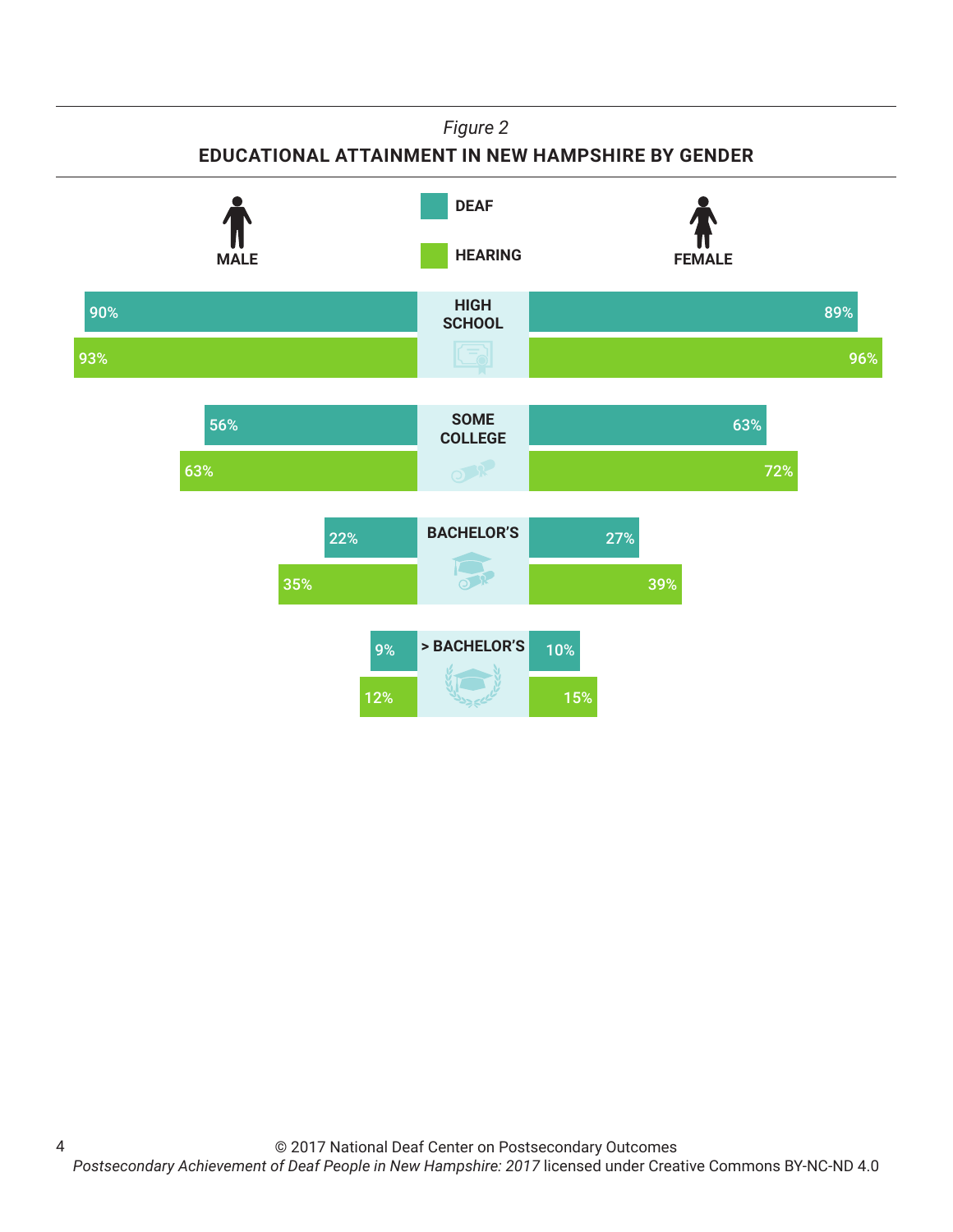*Figure 2*

**EDUCATIONAL ATTAINMENT IN NEW HAMPSHIRE BY GENDER**

| | Male – Deaf | Male – Hearing | Female – Deaf | Female – Hearing |
|---|---|---|---|---|
| HIGH SCHOOL | 90% | 93% | 89% | 96% |
| SOME COLLEGE | 56% | 63% | 63% | 72% |
| BACHELOR'S | 22% | 35% | 27% | 39% |
| > BACHELOR'S | 9% | 12% | 10% | 15% |

© 2017 National Deaf Center on Postsecondary Outcomes
*Postsecondary Achievement of Deaf People in New Hampshire: 2017* licensed under Creative Commons BY-NC-ND 4.0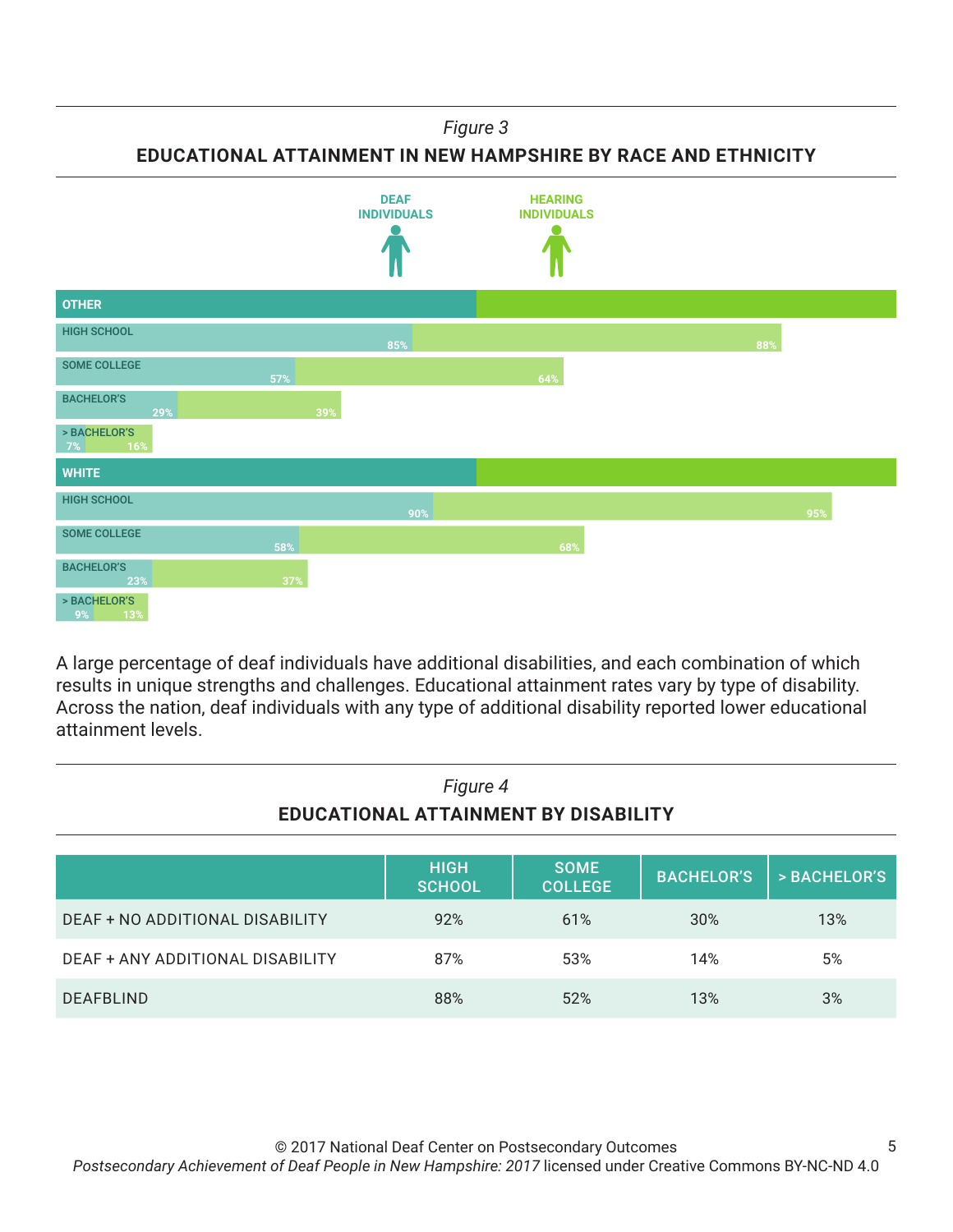*Figure 3*

**EDUCATIONAL ATTAINMENT IN NEW HAMPSHIRE BY RACE AND ETHNICITY**

| | DEAF INDIVIDUALS | HEARING INDIVIDUALS |
|---|---|---|
| **OTHER** | | |
| HIGH SCHOOL | 85% | 88% |
| SOME COLLEGE | 57% | 64% |
| BACHELOR'S | 29% | 39% |
| > BACHELOR'S | 7% | 16% |
| **WHITE** | | |
| HIGH SCHOOL | 90% | 95% |
| SOME COLLEGE | 58% | 68% |
| BACHELOR'S | 23% | 37% |
| > BACHELOR'S | 9% | 13% |

A large percentage of deaf individuals have additional disabilities, and each combination of which results in unique strengths and challenges. Educational attainment rates vary by type of disability. Across the nation, deaf individuals with any type of additional disability reported lower educational attainment levels.

*Figure 4*

**EDUCATIONAL ATTAINMENT BY DISABILITY**

| | HIGH SCHOOL | SOME COLLEGE | BACHELOR'S | > BACHELOR'S |
|---|---|---|---|---|
| DEAF + NO ADDITIONAL DISABILITY | 92% | 61% | 30% | 13% |
| DEAF + ANY ADDITIONAL DISABILITY | 87% | 53% | 14% | 5% |
| DEAFBLIND | 88% | 52% | 13% | 3% |

© 2017 National Deaf Center on Postsecondary Outcomes
*Postsecondary Achievement of Deaf People in New Hampshire: 2017* licensed under Creative Commons BY-NC-ND 4.0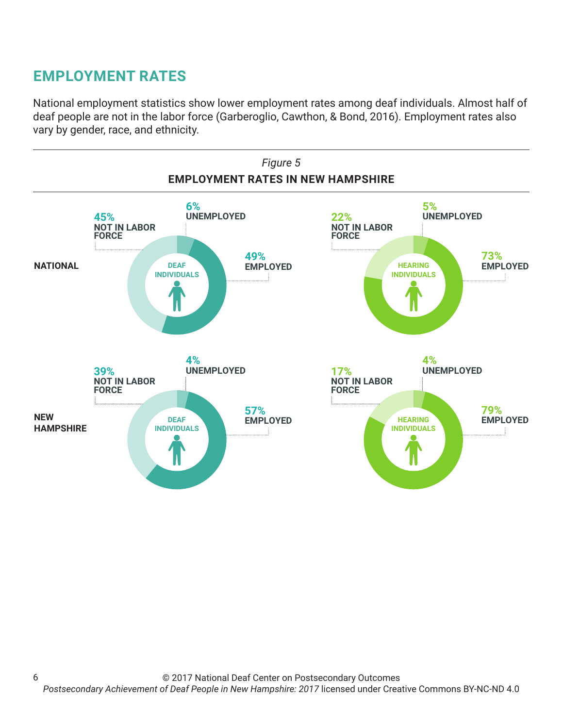## EMPLOYMENT RATES

National employment statistics show lower employment rates among deaf individuals. Almost half of deaf people are not in the labor force (Garberoglio, Cawthon, & Bond, 2016). Employment rates also vary by gender, race, and ethnicity.

*Figure 5*

**EMPLOYMENT RATES IN NEW HAMPSHIRE**

| | Deaf Individuals | | | Hearing Individuals | | |
|---|---|---|---|---|---|---|
| | Employed | Unemployed | Not in Labor Force | Employed | Unemployed | Not in Labor Force |
| **NATIONAL** | 49% | 6% | 45% | 73% | 5% | 22% |
| **NEW HAMPSHIRE** | 57% | 4% | 39% | 79% | 4% | 17% |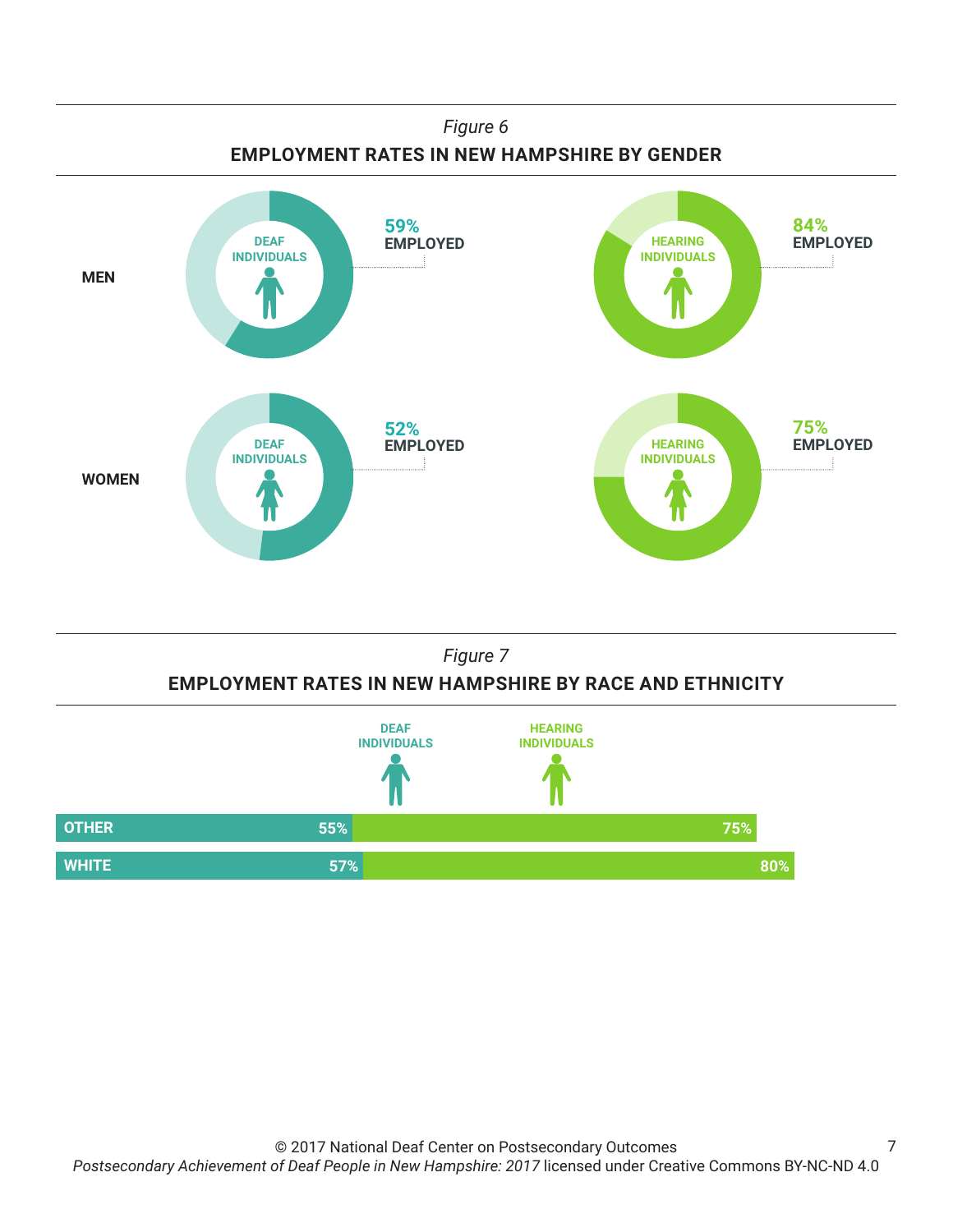*Figure 6*

**EMPLOYMENT RATES IN NEW HAMPSHIRE BY GENDER**

| | DEAF INDIVIDUALS | HEARING INDIVIDUALS |
|---|---|---|
| **MEN** | 59% EMPLOYED | 84% EMPLOYED |
| **WOMEN** | 52% EMPLOYED | 75% EMPLOYED |

*Figure 7*

**EMPLOYMENT RATES IN NEW HAMPSHIRE BY RACE AND ETHNICITY**

| | DEAF INDIVIDUALS | HEARING INDIVIDUALS |
|---|---|---|
| **OTHER** | 55% | 75% |
| **WHITE** | 57% | 80% |

© 2017 National Deaf Center on Postsecondary Outcomes
*Postsecondary Achievement of Deaf People in New Hampshire: 2017* licensed under Creative Commons BY-NC-ND 4.0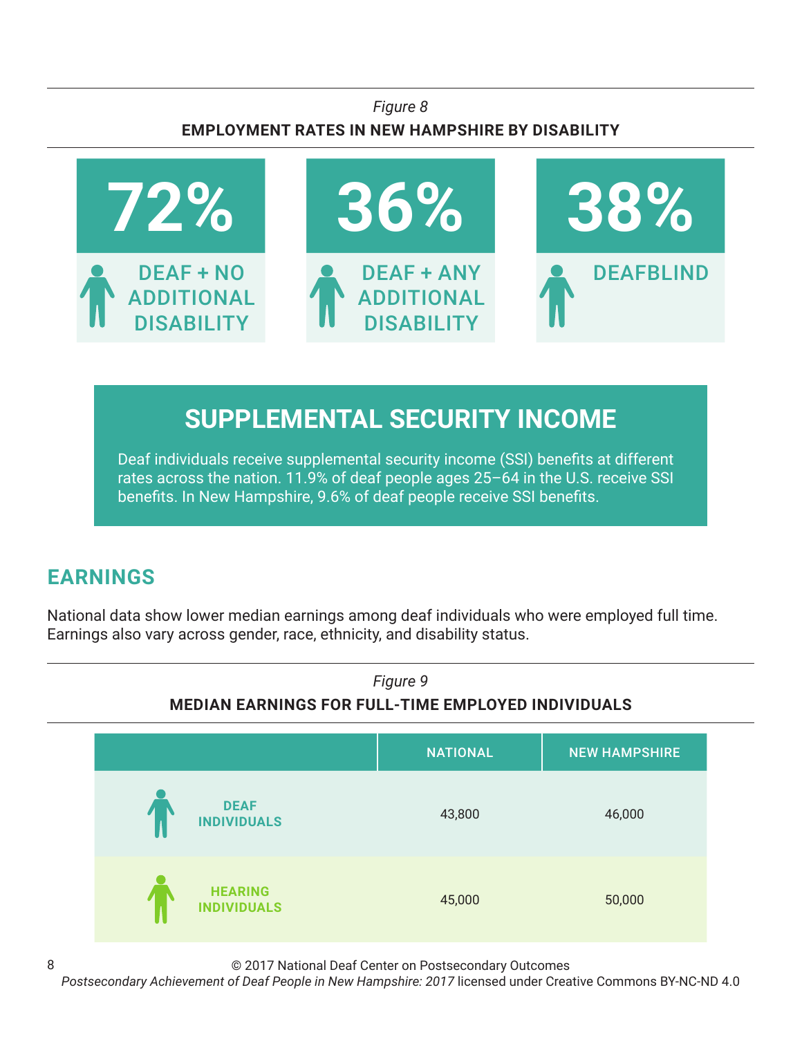*Figure 8*

**EMPLOYMENT RATES IN NEW HAMPSHIRE BY DISABILITY**

| Group | Employment Rate |
| --- | --- |
| DEAF + NO ADDITIONAL DISABILITY | 72% |
| DEAF + ANY ADDITIONAL DISABILITY | 36% |
| DEAFBLIND | 38% |

## SUPPLEMENTAL SECURITY INCOME

Deaf individuals receive supplemental security income (SSI) benefits at different rates across the nation. 11.9% of deaf people ages 25–64 in the U.S. receive SSI benefits. In New Hampshire, 9.6% of deaf people receive SSI benefits.

## EARNINGS

National data show lower median earnings among deaf individuals who were employed full time. Earnings also vary across gender, race, ethnicity, and disability status.

*Figure 9*

**MEDIAN EARNINGS FOR FULL-TIME EMPLOYED INDIVIDUALS**

| | NATIONAL | NEW HAMPSHIRE |
| --- | --- | --- |
| DEAF INDIVIDUALS | 43,800 | 46,000 |
| HEARING INDIVIDUALS | 45,000 | 50,000 |

© 2017 National Deaf Center on Postsecondary Outcomes
*Postsecondary Achievement of Deaf People in New Hampshire: 2017* licensed under Creative Commons BY-NC-ND 4.0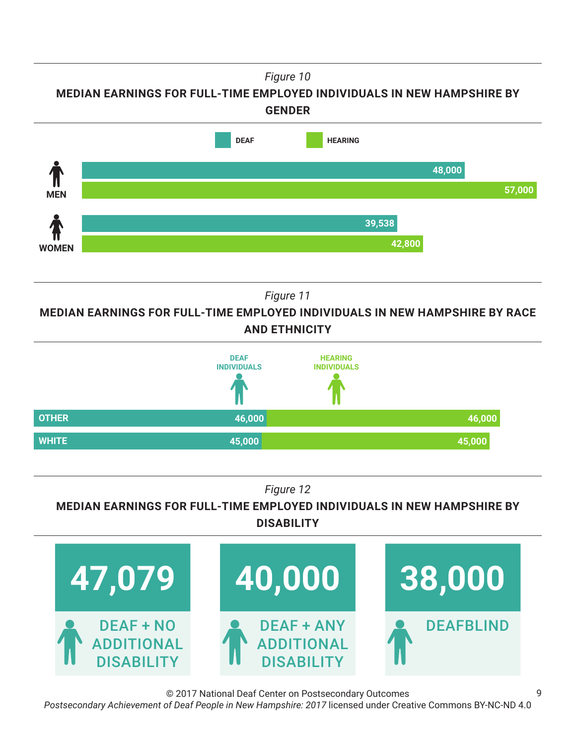*Figure 10*

**MEDIAN EARNINGS FOR FULL-TIME EMPLOYED INDIVIDUALS IN NEW HAMPSHIRE BY GENDER**

| | DEAF | HEARING |
|---|---|---|
| MEN | 48,000 | 57,000 |
| WOMEN | 39,538 | 42,800 |

*Figure 11*

**MEDIAN EARNINGS FOR FULL-TIME EMPLOYED INDIVIDUALS IN NEW HAMPSHIRE BY RACE AND ETHNICITY**

| | DEAF INDIVIDUALS | HEARING INDIVIDUALS |
|---|---|---|
| OTHER | 46,000 | 46,000 |
| WHITE | 45,000 | 45,000 |

*Figure 12*

**MEDIAN EARNINGS FOR FULL-TIME EMPLOYED INDIVIDUALS IN NEW HAMPSHIRE BY DISABILITY**

| DEAF + NO ADDITIONAL DISABILITY | DEAF + ANY ADDITIONAL DISABILITY | DEAFBLIND |
|---|---|---|
| 47,079 | 40,000 | 38,000 |

© 2017 National Deaf Center on Postsecondary Outcomes
*Postsecondary Achievement of Deaf People in New Hampshire: 2017* licensed under Creative Commons BY-NC-ND 4.0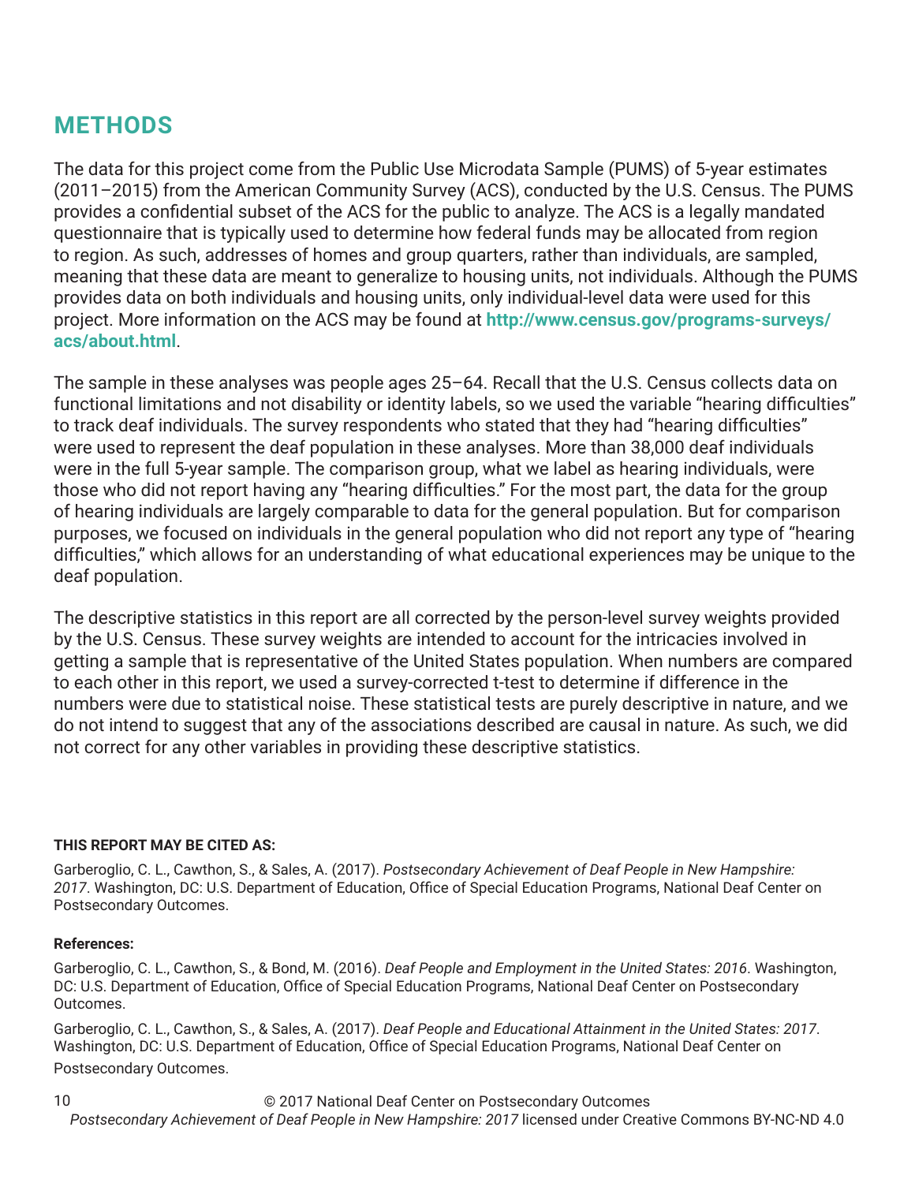## METHODS

The data for this project come from the Public Use Microdata Sample (PUMS) of 5-year estimates (2011–2015) from the American Community Survey (ACS), conducted by the U.S. Census. The PUMS provides a confidential subset of the ACS for the public to analyze. The ACS is a legally mandated questionnaire that is typically used to determine how federal funds may be allocated from region to region. As such, addresses of homes and group quarters, rather than individuals, are sampled, meaning that these data are meant to generalize to housing units, not individuals. Although the PUMS provides data on both individuals and housing units, only individual-level data were used for this project. More information on the ACS may be found at **http://www.census.gov/programs-surveys/acs/about.html**.

The sample in these analyses was people ages 25–64. Recall that the U.S. Census collects data on functional limitations and not disability or identity labels, so we used the variable "hearing difficulties" to track deaf individuals. The survey respondents who stated that they had "hearing difficulties" were used to represent the deaf population in these analyses. More than 38,000 deaf individuals were in the full 5-year sample. The comparison group, what we label as hearing individuals, were those who did not report having any "hearing difficulties." For the most part, the data for the group of hearing individuals are largely comparable to data for the general population. But for comparison purposes, we focused on individuals in the general population who did not report any type of "hearing difficulties," which allows for an understanding of what educational experiences may be unique to the deaf population.

The descriptive statistics in this report are all corrected by the person-level survey weights provided by the U.S. Census. These survey weights are intended to account for the intricacies involved in getting a sample that is representative of the United States population. When numbers are compared to each other in this report, we used a survey-corrected t-test to determine if difference in the numbers were due to statistical noise. These statistical tests are purely descriptive in nature, and we do not intend to suggest that any of the associations described are causal in nature. As such, we did not correct for any other variables in providing these descriptive statistics.

**THIS REPORT MAY BE CITED AS:**

Garberoglio, C. L., Cawthon, S., & Sales, A. (2017). *Postsecondary Achievement of Deaf People in New Hampshire: 2017*. Washington, DC: U.S. Department of Education, Office of Special Education Programs, National Deaf Center on Postsecondary Outcomes.

**References:**

Garberoglio, C. L., Cawthon, S., & Bond, M. (2016). *Deaf People and Employment in the United States: 2016*. Washington, DC: U.S. Department of Education, Office of Special Education Programs, National Deaf Center on Postsecondary Outcomes.

Garberoglio, C. L., Cawthon, S., & Sales, A. (2017). *Deaf People and Educational Attainment in the United States: 2017*. Washington, DC: U.S. Department of Education, Office of Special Education Programs, National Deaf Center on Postsecondary Outcomes.

© 2017 National Deaf Center on Postsecondary Outcomes
*Postsecondary Achievement of Deaf People in New Hampshire: 2017* licensed under Creative Commons BY-NC-ND 4.0